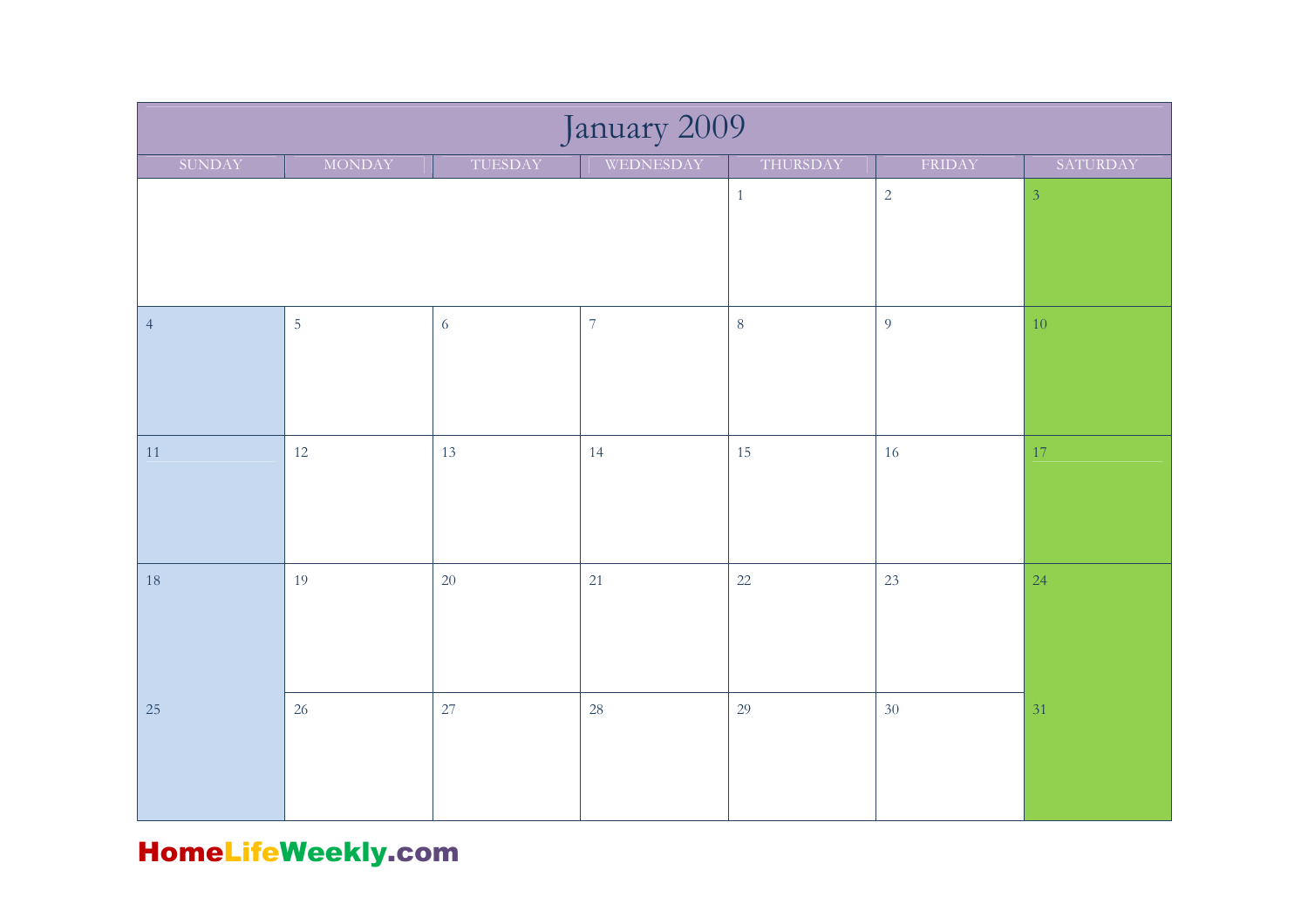# January 2009

| SUNDAY | MONDAY | TUESDAY | WEDNESDAY | THURSDAY | FRIDAY | SATURDAY |
|---|---|---|---|---|---|---|
| | | | | 1 | 2 | 3 |
| 4 | 5 | 6 | 7 | 8 | 9 | 10 |
| 11 | 12 | 13 | 14 | 15 | 16 | 17 |
| 18 | 19 | 20 | 21 | 22 | 23 | 24 |
| 25 | 26 | 27 | 28 | 29 | 30 | 31 |

HomeLifeWeekly.com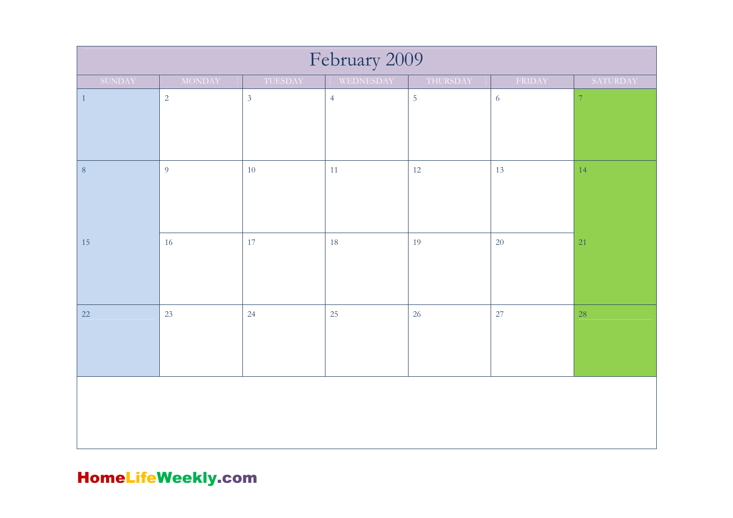# February 2009

| SUNDAY | MONDAY | TUESDAY | WEDNESDAY | THURSDAY | FRIDAY | SATURDAY |
|---|---|---|---|---|---|---|
| 1 | 2 | 3 | 4 | 5 | 6 | 7 |
| 8 | 9 | 10 | 11 | 12 | 13 | 14 |
| 15 | 16 | 17 | 18 | 19 | 20 | 21 |
| 22 | 23 | 24 | 25 | 26 | 27 | 28 |

HomeLifeWeekly.com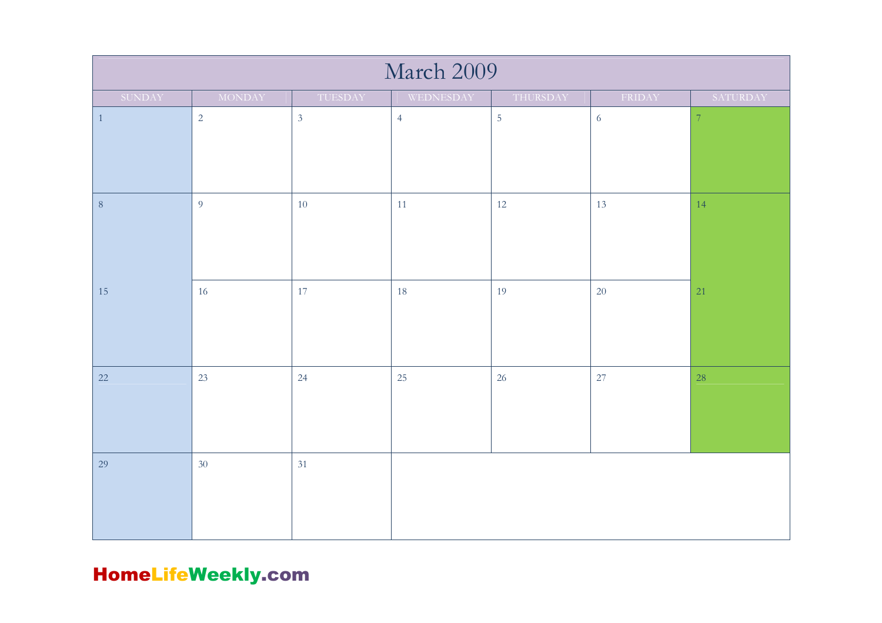# March 2009

| SUNDAY | MONDAY | TUESDAY | WEDNESDAY | THURSDAY | FRIDAY | SATURDAY |
|---|---|---|---|---|---|---|
| 1 | 2 | 3 | 4 | 5 | 6 | 7 |
| 8 | 9 | 10 | 11 | 12 | 13 | 14 |
| 15 | 16 | 17 | 18 | 19 | 20 | 21 |
| 22 | 23 | 24 | 25 | 26 | 27 | 28 |
| 29 | 30 | 31 | | | | |

HomeLifeWeekly.com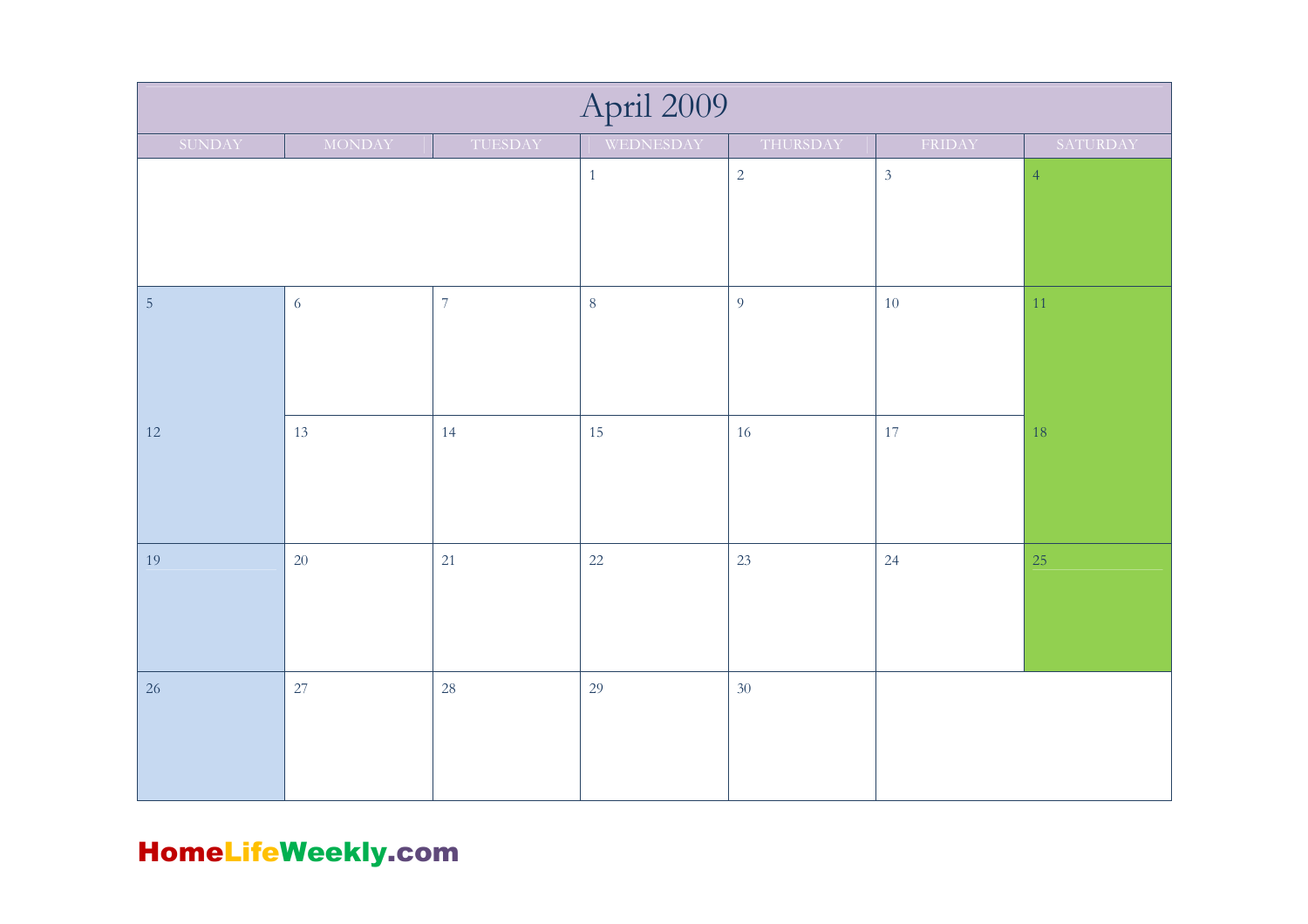# April 2009

| SUNDAY | MONDAY | TUESDAY | WEDNESDAY | THURSDAY | FRIDAY | SATURDAY |
|---|---|---|---|---|---|---|
| | | | 1 | 2 | 3 | 4 |
| 5 | 6 | 7 | 8 | 9 | 10 | 11 |
| 12 | 13 | 14 | 15 | 16 | 17 | 18 |
| 19 | 20 | 21 | 22 | 23 | 24 | 25 |
| 26 | 27 | 28 | 29 | 30 | | |

HomeLifeWeekly.com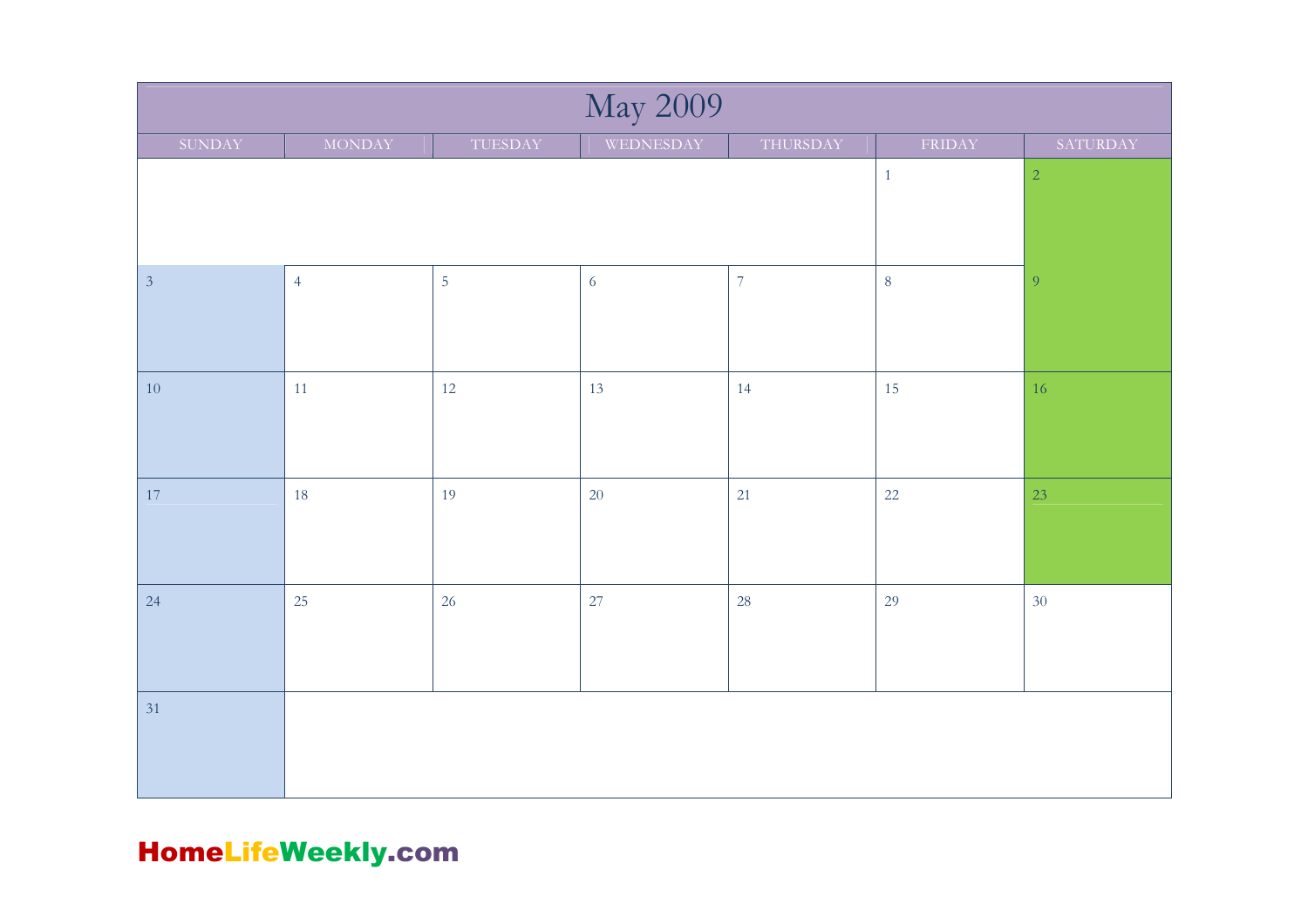# May 2009

| SUNDAY | MONDAY | TUESDAY | WEDNESDAY | THURSDAY | FRIDAY | SATURDAY |
|---|---|---|---|---|---|---|
| | | | | | 1 | 2 |
| 3 | 4 | 5 | 6 | 7 | 8 | 9 |
| 10 | 11 | 12 | 13 | 14 | 15 | 16 |
| 17 | 18 | 19 | 20 | 21 | 22 | 23 |
| 24 | 25 | 26 | 27 | 28 | 29 | 30 |
| 31 | | | | | | |

HomeLifeWeekly.com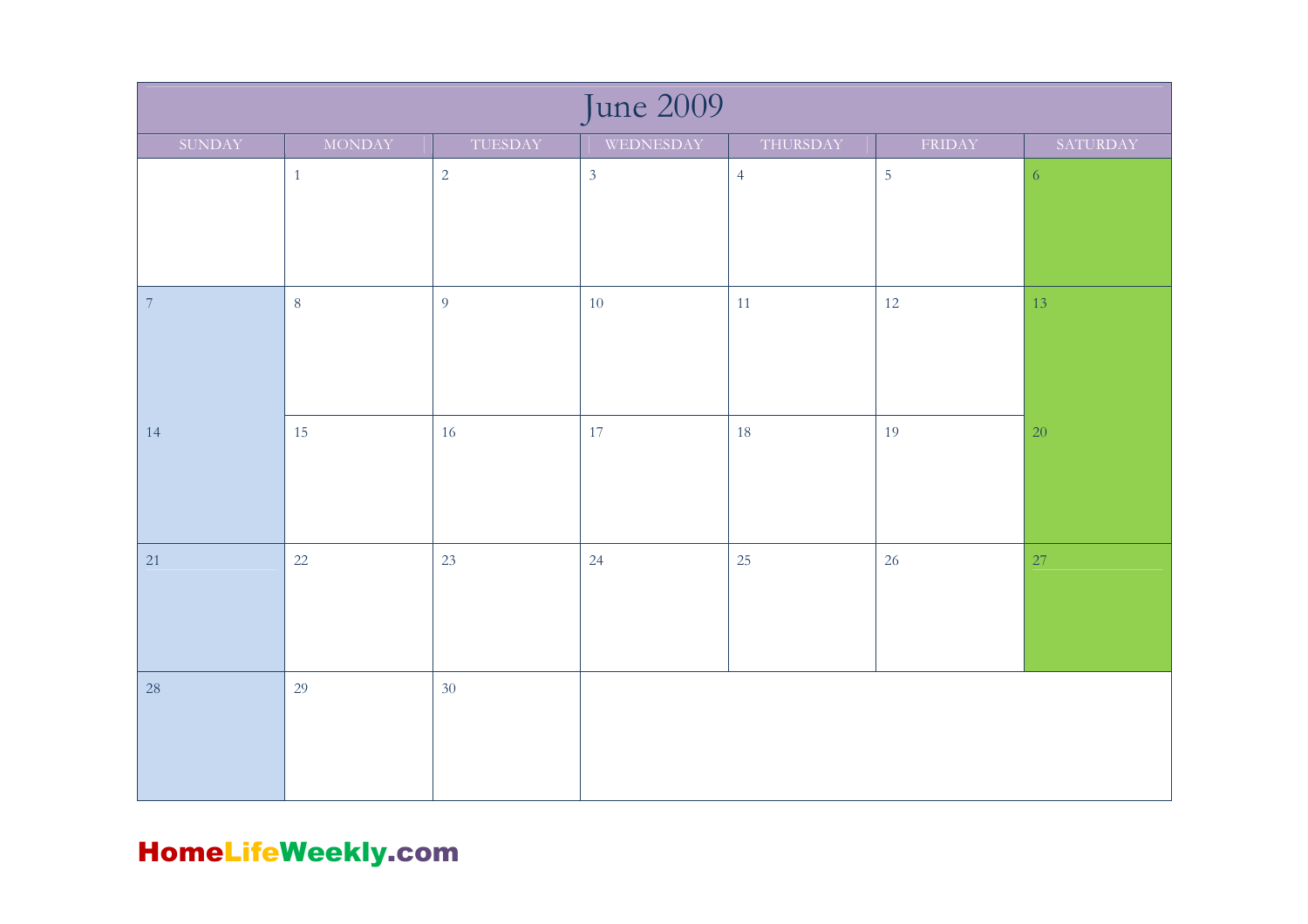# June 2009

| SUNDAY | MONDAY | TUESDAY | WEDNESDAY | THURSDAY | FRIDAY | SATURDAY |
|---|---|---|---|---|---|---|
| | 1 | 2 | 3 | 4 | 5 | 6 |
| 7 | 8 | 9 | 10 | 11 | 12 | 13 |
| 14 | 15 | 16 | 17 | 18 | 19 | 20 |
| 21 | 22 | 23 | 24 | 25 | 26 | 27 |
| 28 | 29 | 30 | | | | |

**HomeLifeWeekly.com**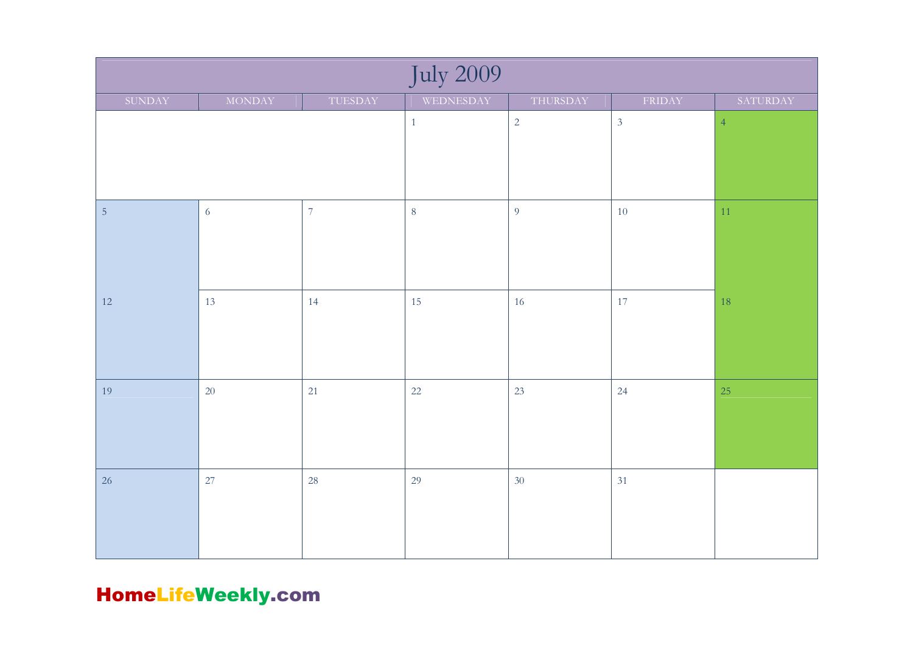# July 2009

| SUNDAY | MONDAY | TUESDAY | WEDNESDAY | THURSDAY | FRIDAY | SATURDAY |
|---|---|---|---|---|---|---|
| | | | 1 | 2 | 3 | 4 |
| 5 | 6 | 7 | 8 | 9 | 10 | 11 |
| 12 | 13 | 14 | 15 | 16 | 17 | 18 |
| 19 | 20 | 21 | 22 | 23 | 24 | 25 |
| 26 | 27 | 28 | 29 | 30 | 31 | |

HomeLifeWeekly.com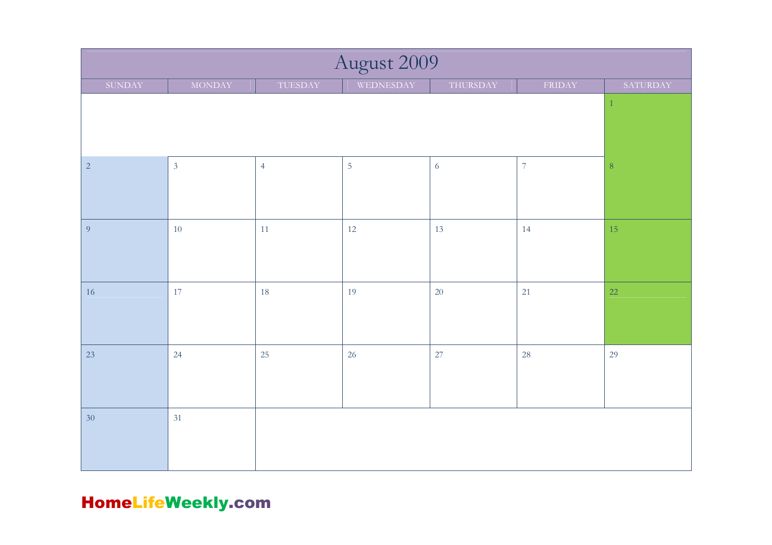# August 2009

| SUNDAY | MONDAY | TUESDAY | WEDNESDAY | THURSDAY | FRIDAY | SATURDAY |
|---|---|---|---|---|---|---|
| | | | | | | 1 |
| 2 | 3 | 4 | 5 | 6 | 7 | 8 |
| 9 | 10 | 11 | 12 | 13 | 14 | 15 |
| 16 | 17 | 18 | 19 | 20 | 21 | 22 |
| 23 | 24 | 25 | 26 | 27 | 28 | 29 |
| 30 | 31 | | | | | |

HomeLifeWeekly.com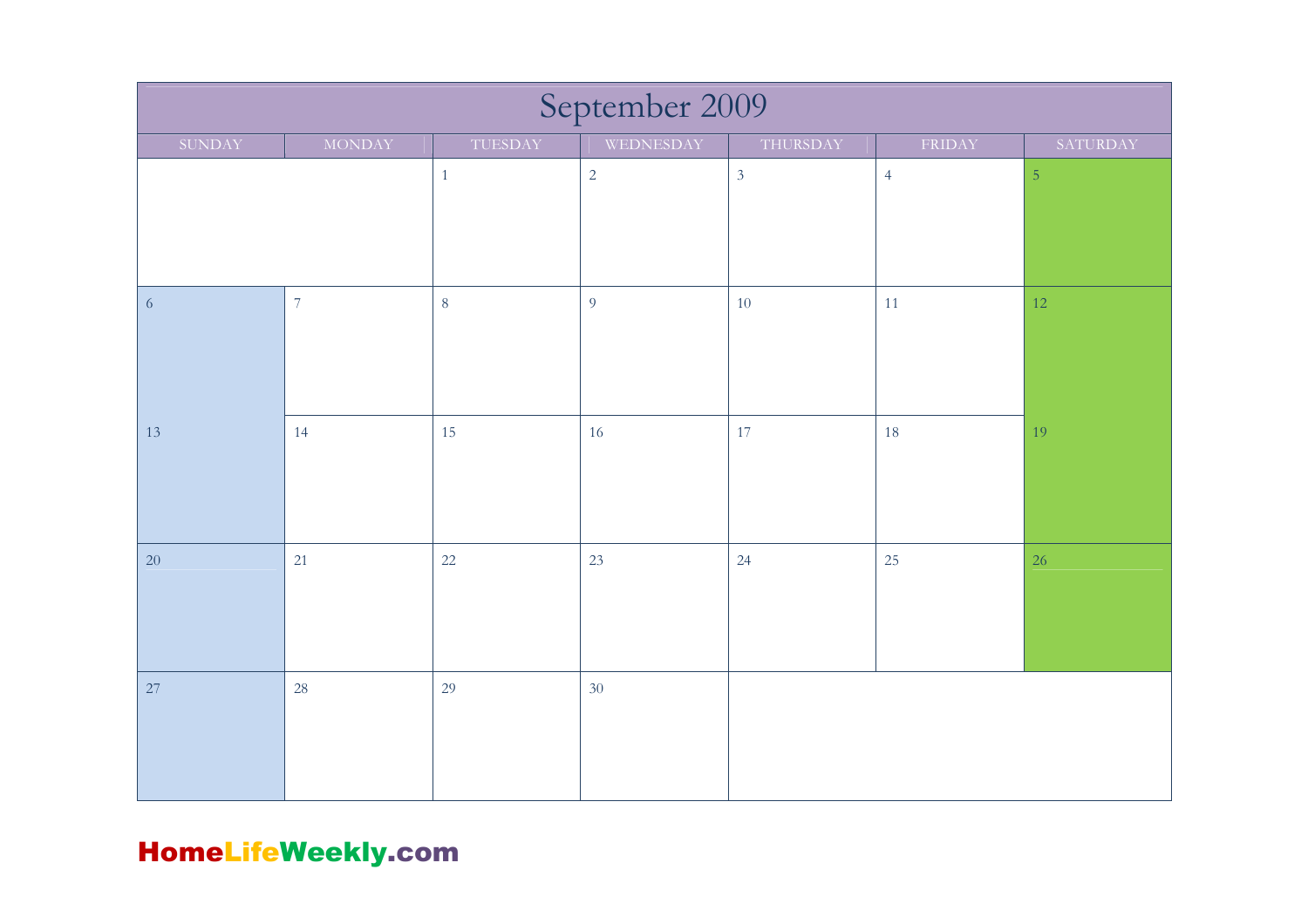# September 2009

| SUNDAY | MONDAY | TUESDAY | WEDNESDAY | THURSDAY | FRIDAY | SATURDAY |
|---|---|---|---|---|---|---|
| | | 1 | 2 | 3 | 4 | 5 |
| 6 | 7 | 8 | 9 | 10 | 11 | 12 |
| 13 | 14 | 15 | 16 | 17 | 18 | 19 |
| 20 | 21 | 22 | 23 | 24 | 25 | 26 |
| 27 | 28 | 29 | 30 | | | |

HomeLifeWeekly.com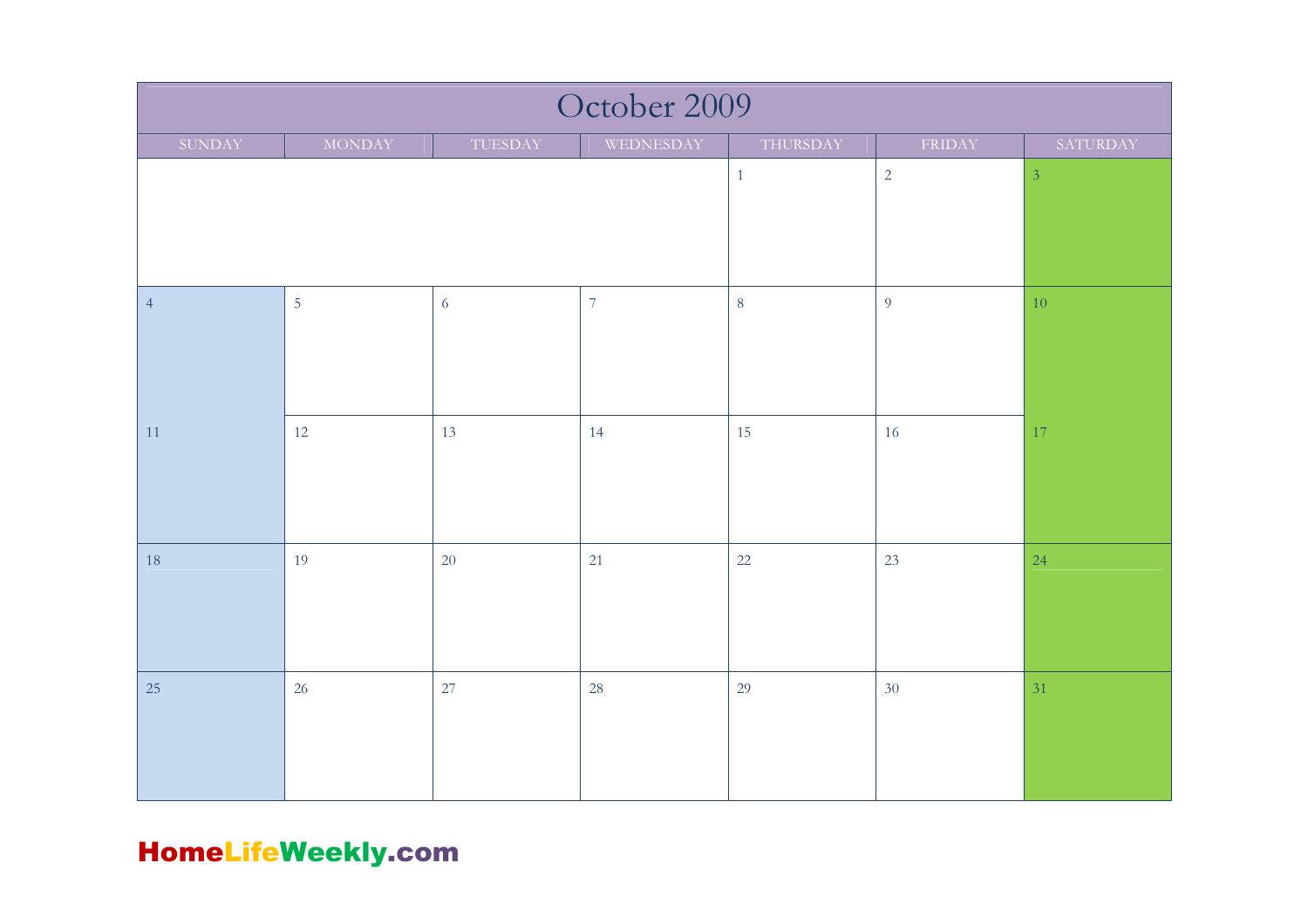# October 2009

| SUNDAY | MONDAY | TUESDAY | WEDNESDAY | THURSDAY | FRIDAY | SATURDAY |
|---|---|---|---|---|---|---|
| | | | | 1 | 2 | 3 |
| 4 | 5 | 6 | 7 | 8 | 9 | 10 |
| 11 | 12 | 13 | 14 | 15 | 16 | 17 |
| 18 | 19 | 20 | 21 | 22 | 23 | 24 |
| 25 | 26 | 27 | 28 | 29 | 30 | 31 |

HomeLifeWeekly.com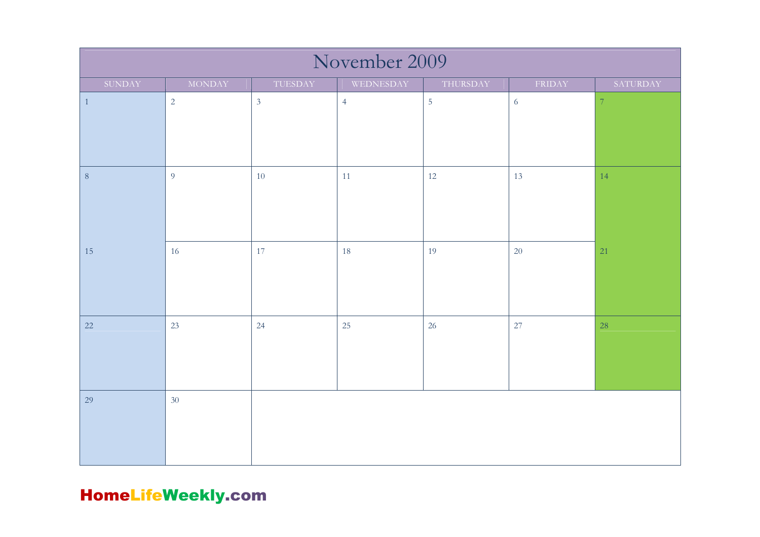# November 2009

| SUNDAY | MONDAY | TUESDAY | WEDNESDAY | THURSDAY | FRIDAY | SATURDAY |
|---|---|---|---|---|---|---|
| 1 | 2 | 3 | 4 | 5 | 6 | 7 |
| 8 | 9 | 10 | 11 | 12 | 13 | 14 |
| 15 | 16 | 17 | 18 | 19 | 20 | 21 |
| 22 | 23 | 24 | 25 | 26 | 27 | 28 |
| 29 | 30 | | | | | |

HomeLifeWeekly.com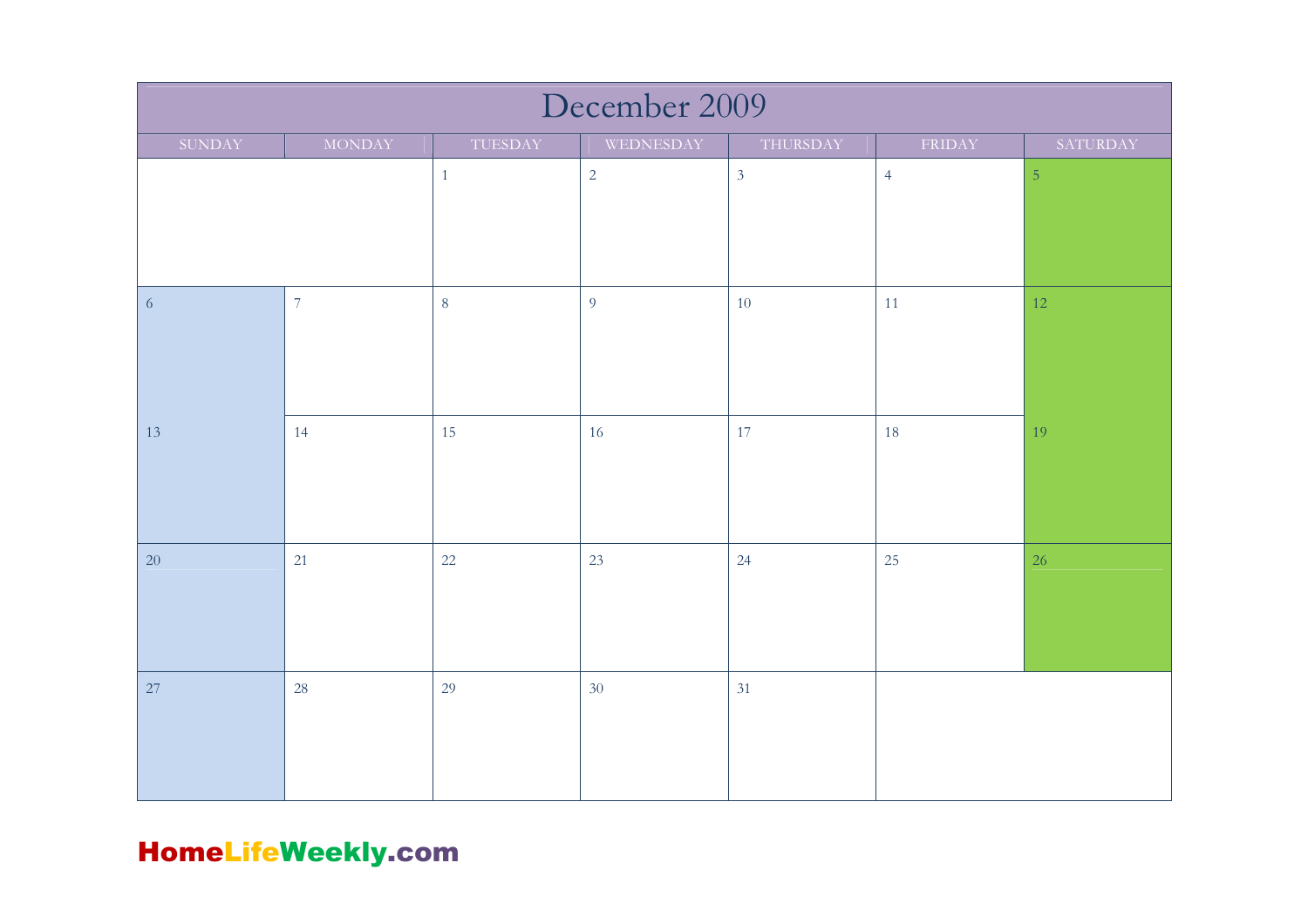# December 2009

| SUNDAY | MONDAY | TUESDAY | WEDNESDAY | THURSDAY | FRIDAY | SATURDAY |
|---|---|---|---|---|---|---|
| | | 1 | 2 | 3 | 4 | 5 |
| 6 | 7 | 8 | 9 | 10 | 11 | 12 |
| 13 | 14 | 15 | 16 | 17 | 18 | 19 |
| 20 | 21 | 22 | 23 | 24 | 25 | 26 |
| 27 | 28 | 29 | 30 | 31 | | |

HomeLifeWeekly.com